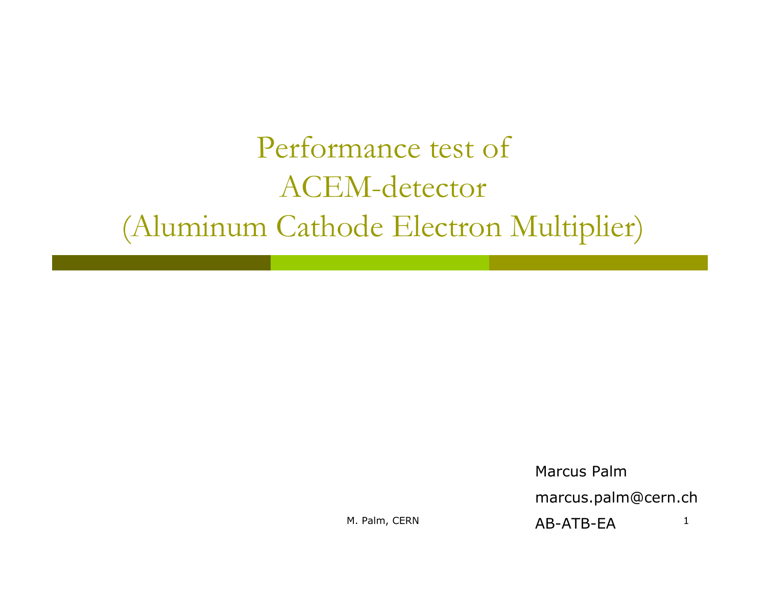# Performance test of ACEM-detector (Aluminum Cathode Electron Multiplier)

Marcus Palm

marcus.palm@cern.ch

AB-ATB-EA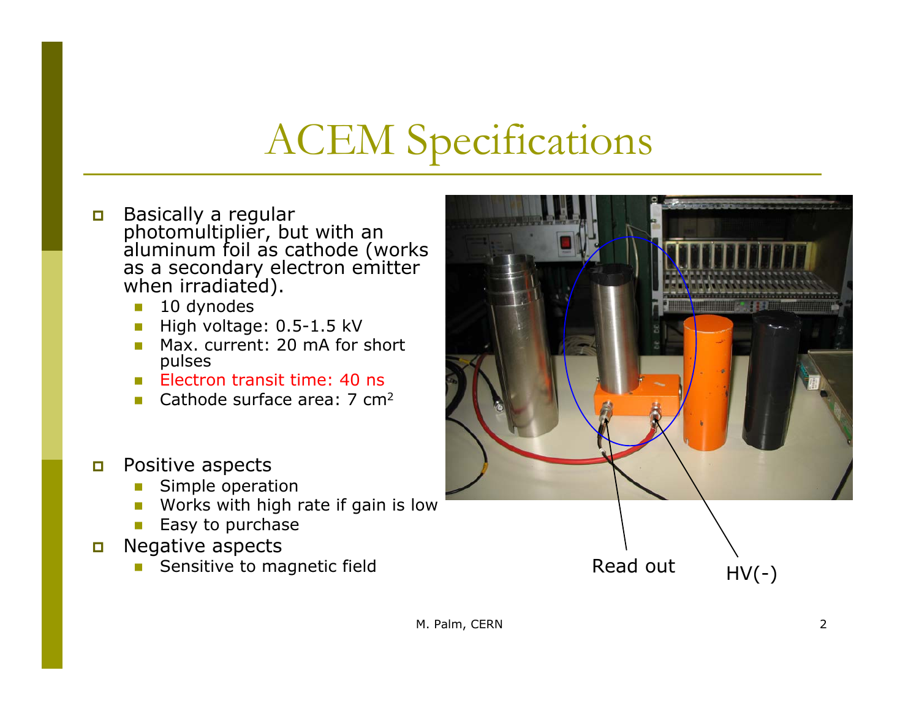# ACEM Specifications

- Basically a regular photomultiplier, but with an aluminum foil as cathode (works as a secondary electron emitter when irradiated).
  - 10 dynodes
  - High voltage: 0.5-1.5 kV
  - Max. current: 20 mA for short pulses
  - Electron transit time: 40 ns
  - Cathode surface area: 7 $cm^2$

- Positive aspects
  - Simple operation
  - Works with high rate if gain is low
  - Easy to purchase
- Negative aspects
  - Sensitive to magnetic field

Read out HV(-)

M. Palm, CERN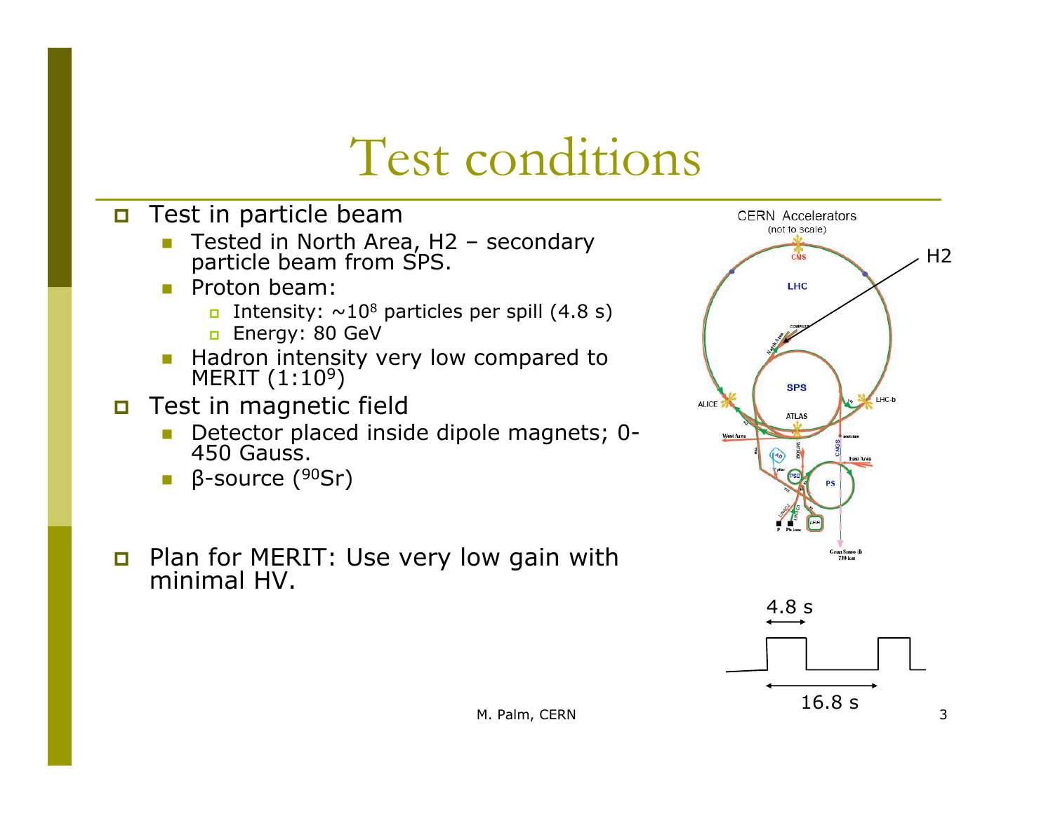# Test conditions

- Test in particle beam
  - Tested in North Area, H2 – secondary particle beam from SPS.
  - Proton beam:
    - Intensity: ~$10^8$ particles per spill (4.8 s)
    - Energy: 80 GeV
  - Hadron intensity very low compared to MERIT ($1:10^9$)
- Test in magnetic field
  - Detector placed inside dipole magnets; 0-450 Gauss.
  - β-source ($^{90}$Sr)

- Plan for MERIT: Use very low gain with minimal HV.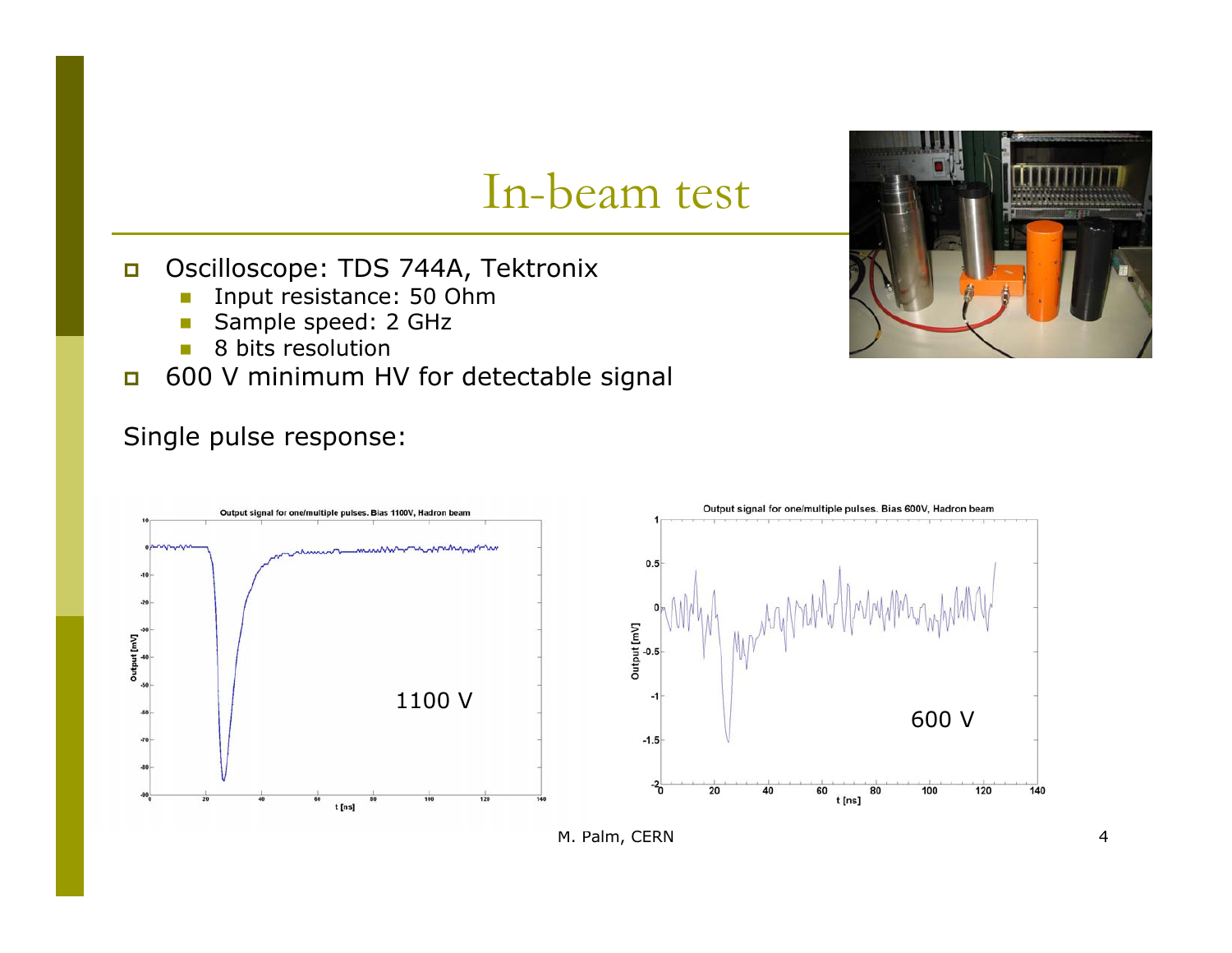# In-beam test

- Oscilloscope: TDS 744A, Tektronix
  - Input resistance: 50 Ohm
  - Sample speed: 2 GHz
  - 8 bits resolution
- 600 V minimum HV for detectable signal

Single pulse response:

1100 V

600 V

M. Palm, CERN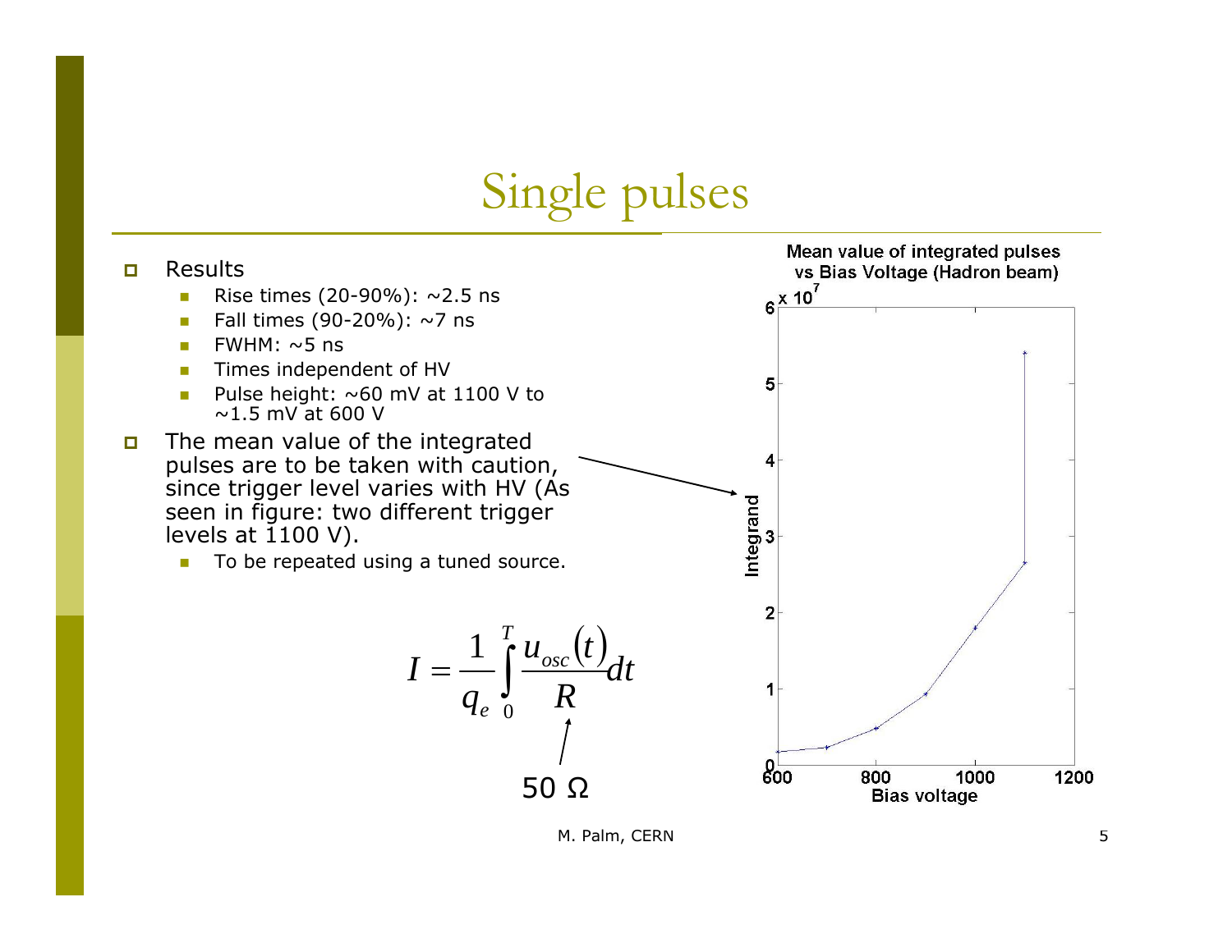# Single pulses

- Results
  - Rise times (20-90%): ~2.5 ns
  - Fall times (90-20%): ~7 ns
  - FWHM: ~5 ns
  - Times independent of HV
  - Pulse height: ~60 mV at 1100 V to ~1.5 mV at 600 V
- The mean value of the integrated pulses are to be taken with caution, since trigger level varies with HV (As seen in figure: two different trigger levels at 1100 V).
  - To be repeated using a tuned source.

$$I = \frac{1}{q_e} \int_0^T \frac{u_{osc}(t)}{R} dt$$

$R$: 50 Ω

Mean value of integrated pulses vs Bias Voltage (Hadron beam)

| Bias voltage | Integrand (approx.) |
|---|---|
| 600 | $0.18 \times 10^7$ |
| 700 | $0.23 \times 10^7$ |
| 800 | $0.48 \times 10^7$ |
| 900 | $0.93 \times 10^7$ |
| 1000 | $1.8 \times 10^7$ |
| 1100 | $2.65 \times 10^7$ |
| 1100 | $5.4 \times 10^7$ |

M. Palm, CERN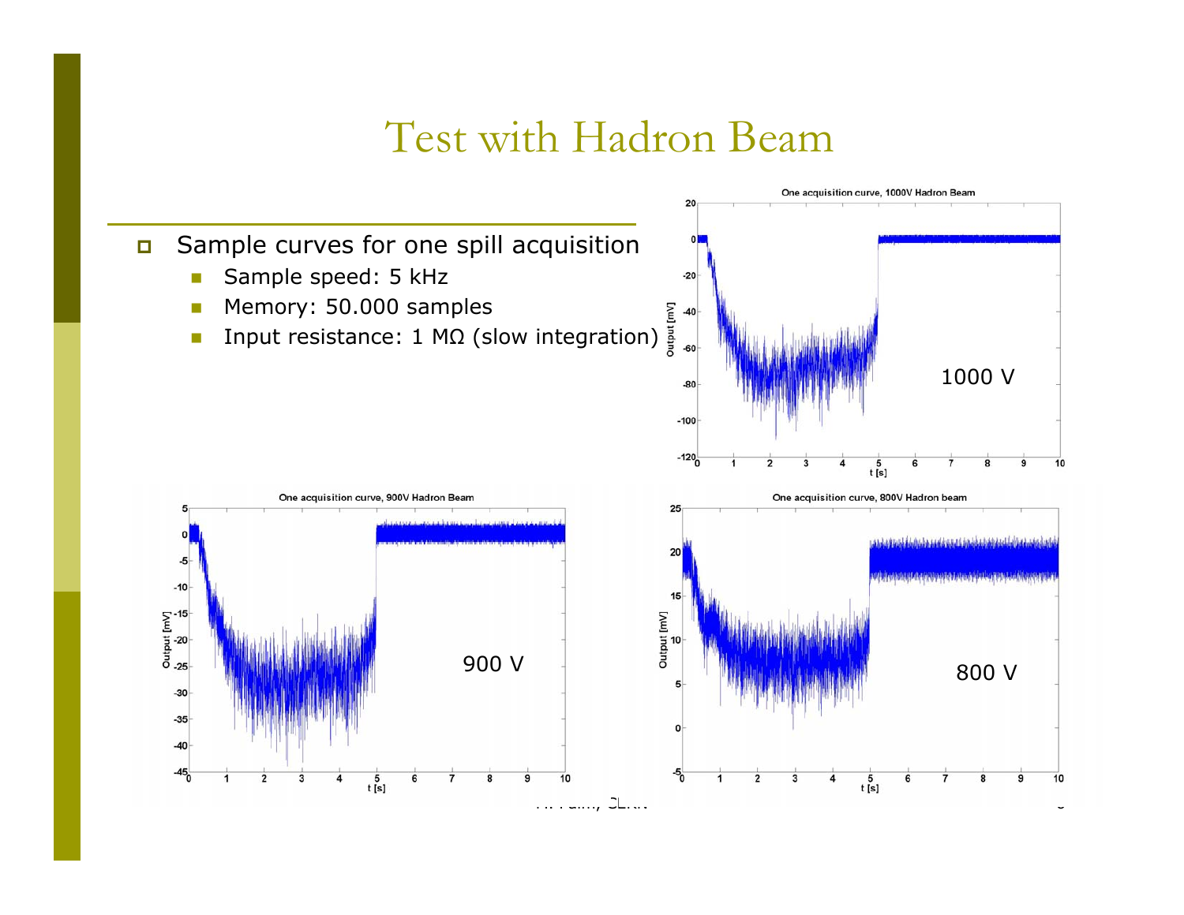# Test with Hadron Beam

- Sample curves for one spill acquisition
  - Sample speed: 5 kHz
  - Memory: 50.000 samples
  - Input resistance: 1 MΩ (slow integration)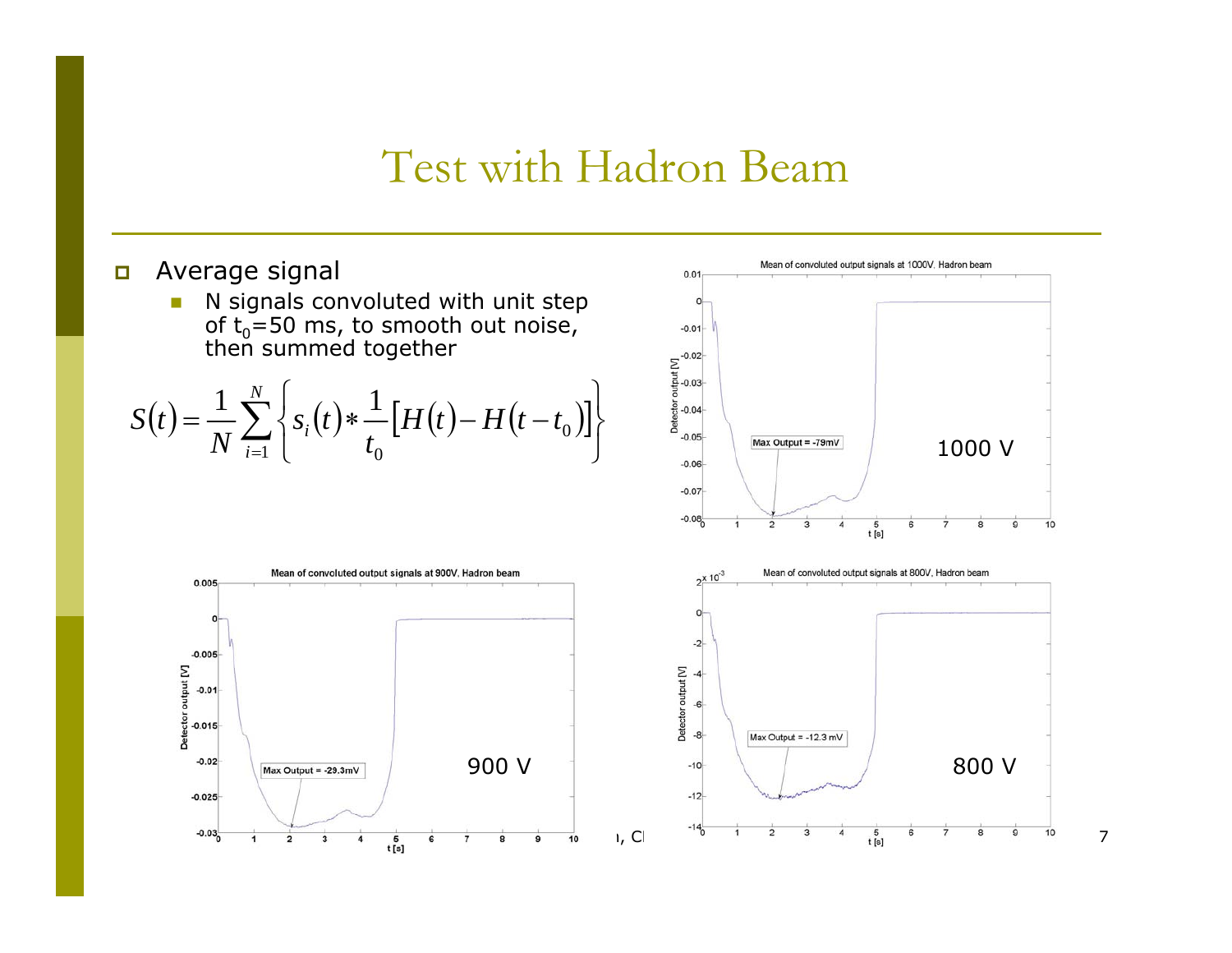# Test with Hadron Beam

- Average signal
  - N signals convoluted with unit step of $t_0$=50 ms, to smooth out noise, then summed together

$$S(t) = \frac{1}{N}\sum_{i=1}^{N}\left\{ s_i(t) * \frac{1}{t_0}\left[H(t) - H(t - t_0)\right]\right\}$$

Mean of convoluted output signals at 1000V, Hadron beam

Max Output = -79mV

1000 V

Mean of convoluted output signals at 900V, Hadron beam

Max Output = -29.3mV

900 V

Mean of convoluted output signals at 800V, Hadron beam

Max Output = -12.3 mV

800 V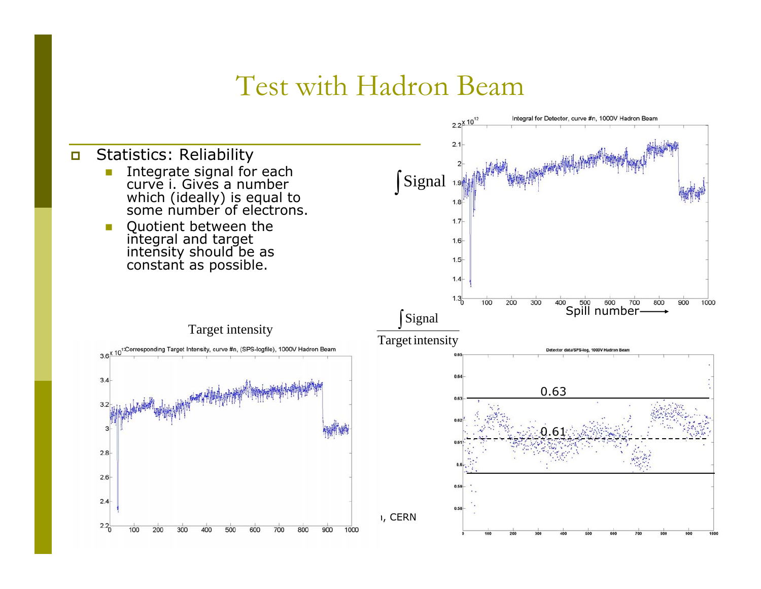# Test with Hadron Beam

- Statistics: Reliability
  - Integrate signal for each curve i. Gives a number which (ideally) is equal to some number of electrons.
  - Quotient between the integral and target intensity should be as constant as possible.

$\int$ Signal

Target intensity

$$\frac{\int \text{Signal}}{\text{Target intensity}}$$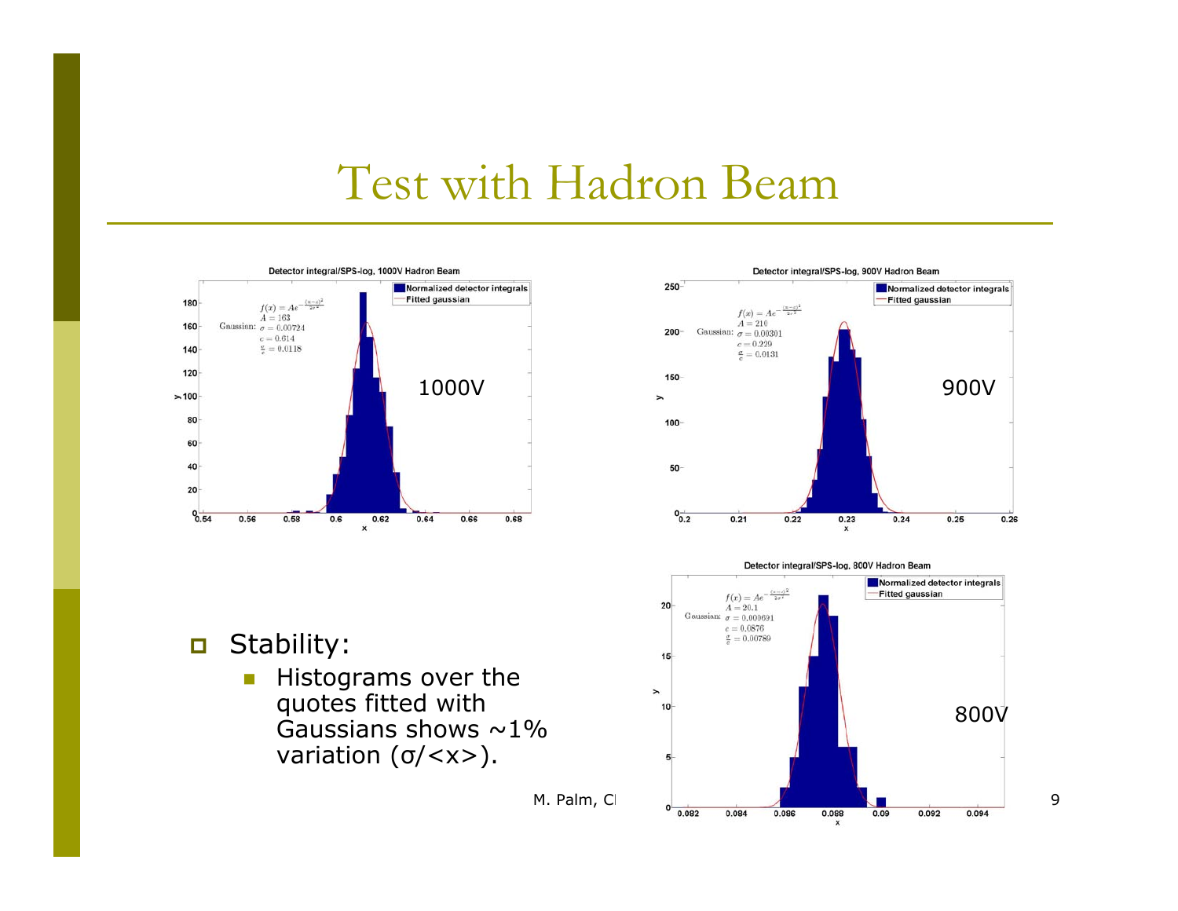# Test with Hadron Beam

- Stability:
  - Histograms over the quotes fitted with Gaussians shows ~1% variation (σ/<x>).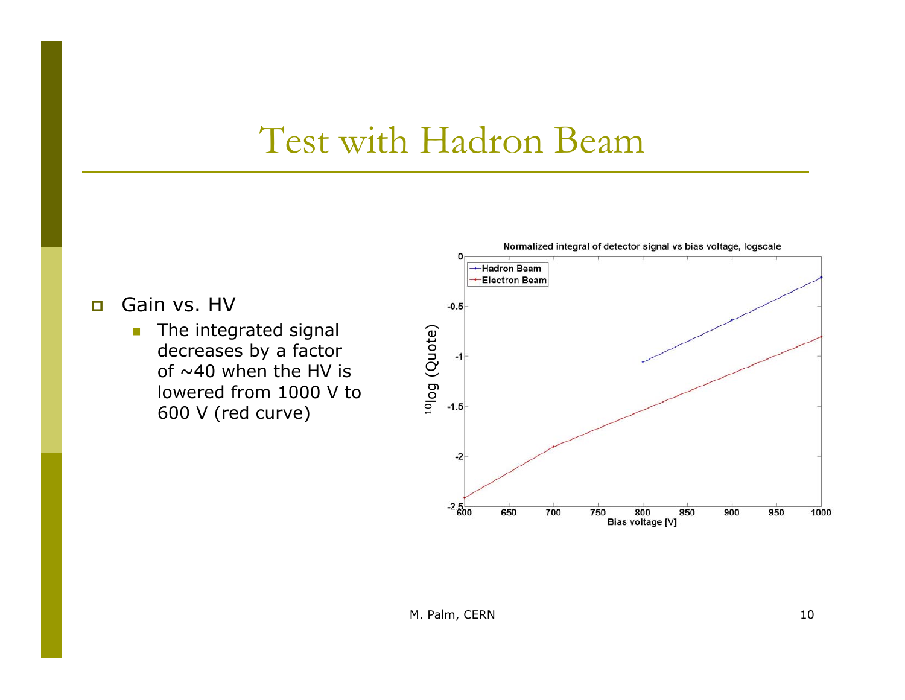# Test with Hadron Beam

- Gain vs. HV
  - The integrated signal decreases by a factor of ~40 when the HV is lowered from 1000 V to 600 V (red curve)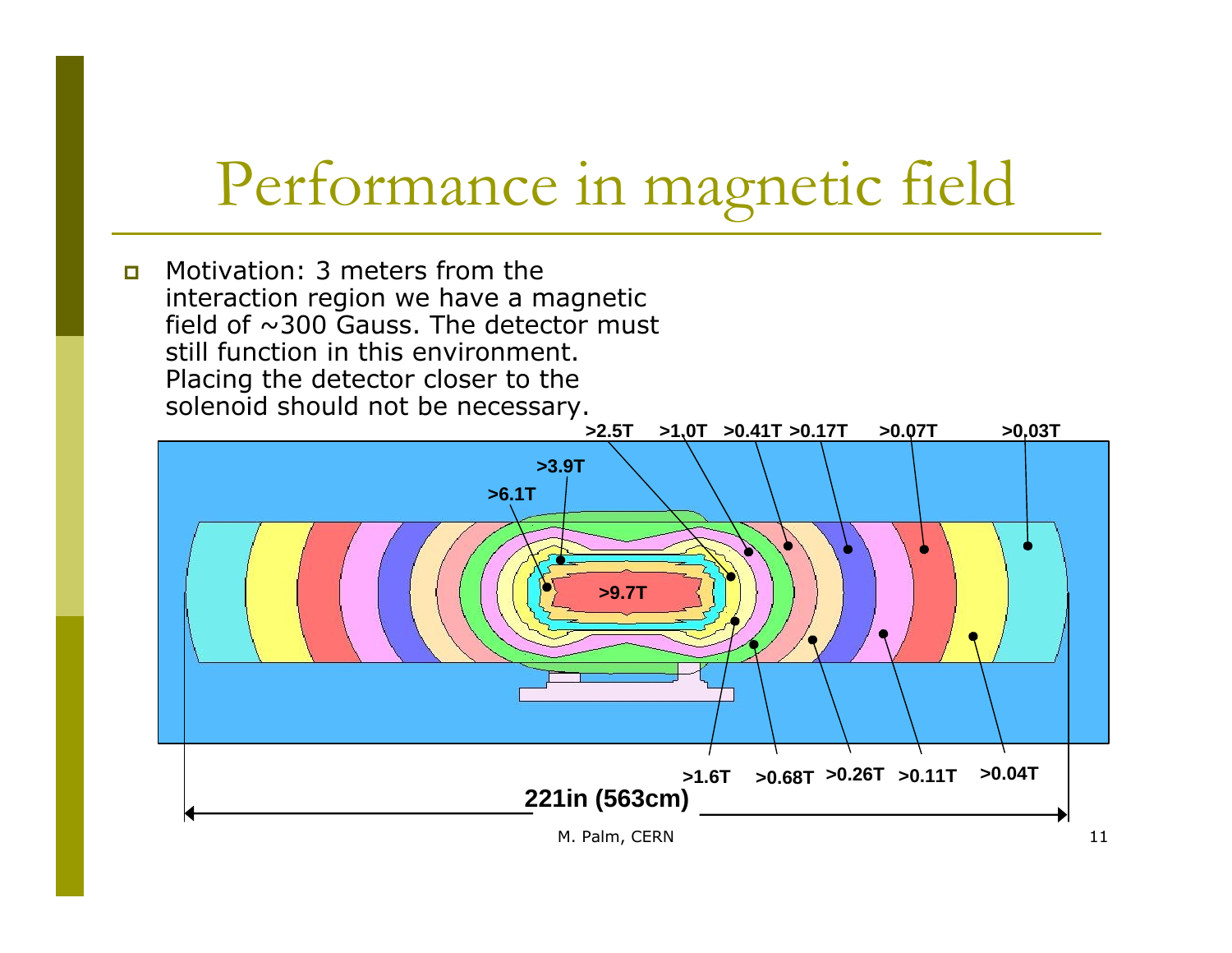# Performance in magnetic field

- Motivation: 3 meters from the interaction region we have a magnetic field of ~300 Gauss. The detector must still function in this environment. Placing the detector closer to the solenoid should not be necessary.

>2.5T >1.0T >0.41T >0.17T >0.07T >0.03T

>3.9T

>6.1T

>9.7T

>1.6T >0.68T >0.26T >0.11T >0.04T

221in (563cm)

M. Palm, CERN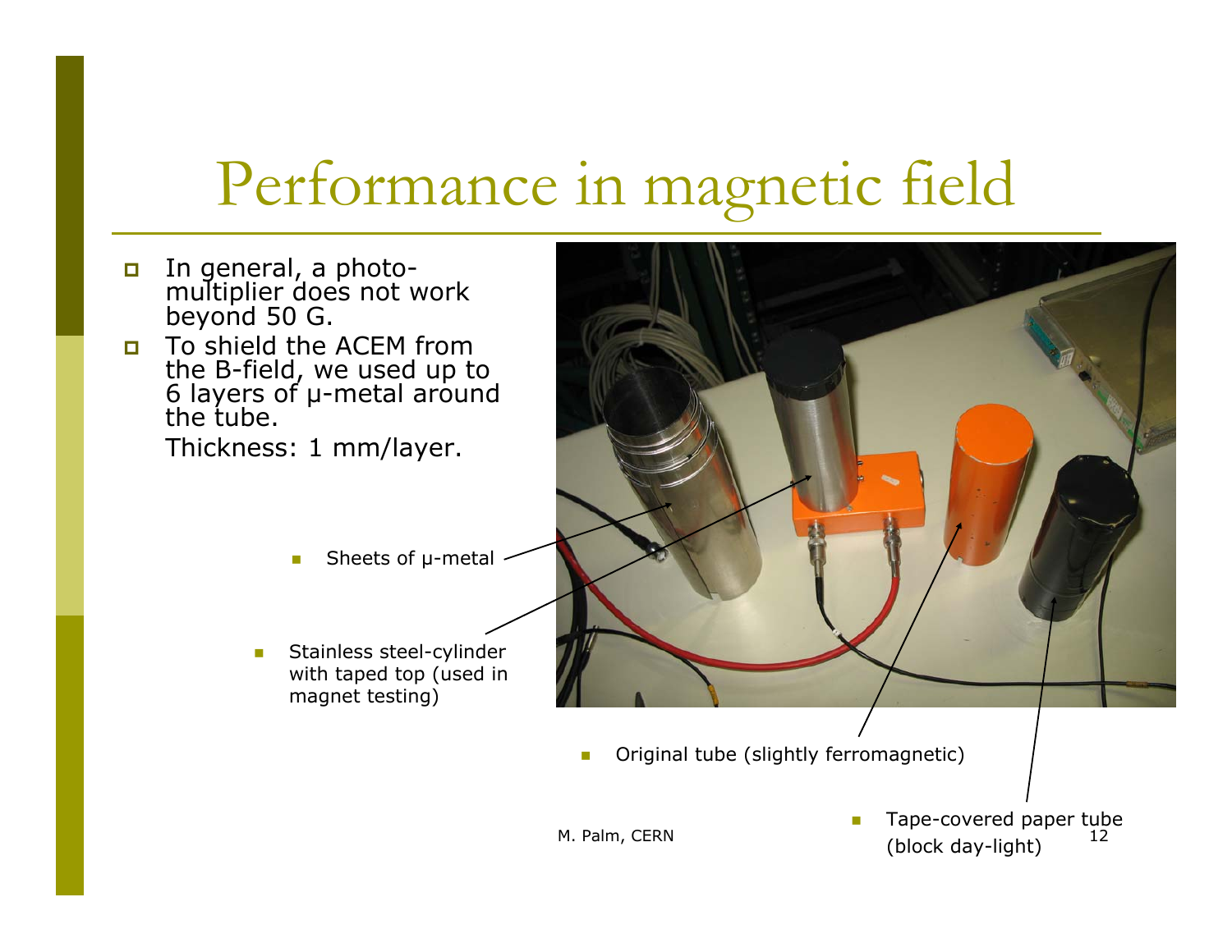# Performance in magnetic field

- In general, a photo-multiplier does not work beyond 50 G.
- To shield the ACEM from the B-field, we used up to 6 layers of μ-metal around the tube.

  Thickness: 1 mm/layer.

- Sheets of μ-metal
- Stainless steel-cylinder with taped top (used in magnet testing)
- Original tube (slightly ferromagnetic)
- Tape-covered paper tube (block day-light)

M. Palm, CERN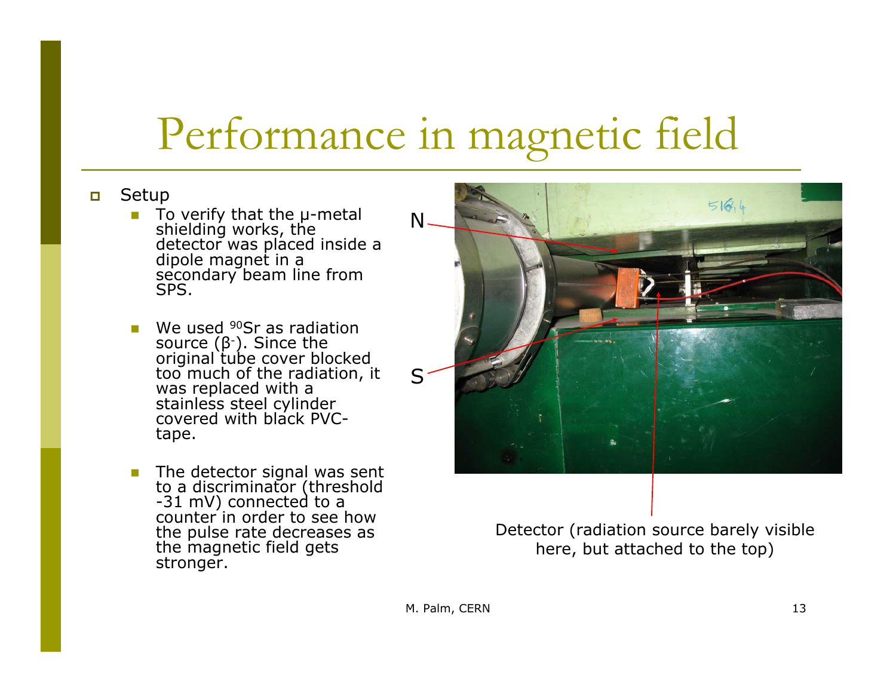# Performance in magnetic field

- Setup
  - To verify that the μ-metal shielding works, the detector was placed inside a dipole magnet in a secondary beam line from SPS.
  - We used $^{90}Sr$ as radiation source ($\beta^-$). Since the original tube cover blocked too much of the radiation, it was replaced with a stainless steel cylinder covered with black PVC-tape.
  - The detector signal was sent to a discriminator (threshold -31 mV) connected to a counter in order to see how the pulse rate decreases as the magnetic field gets stronger.

N

S

Detector (radiation source barely visible here, but attached to the top)

M. Palm, CERN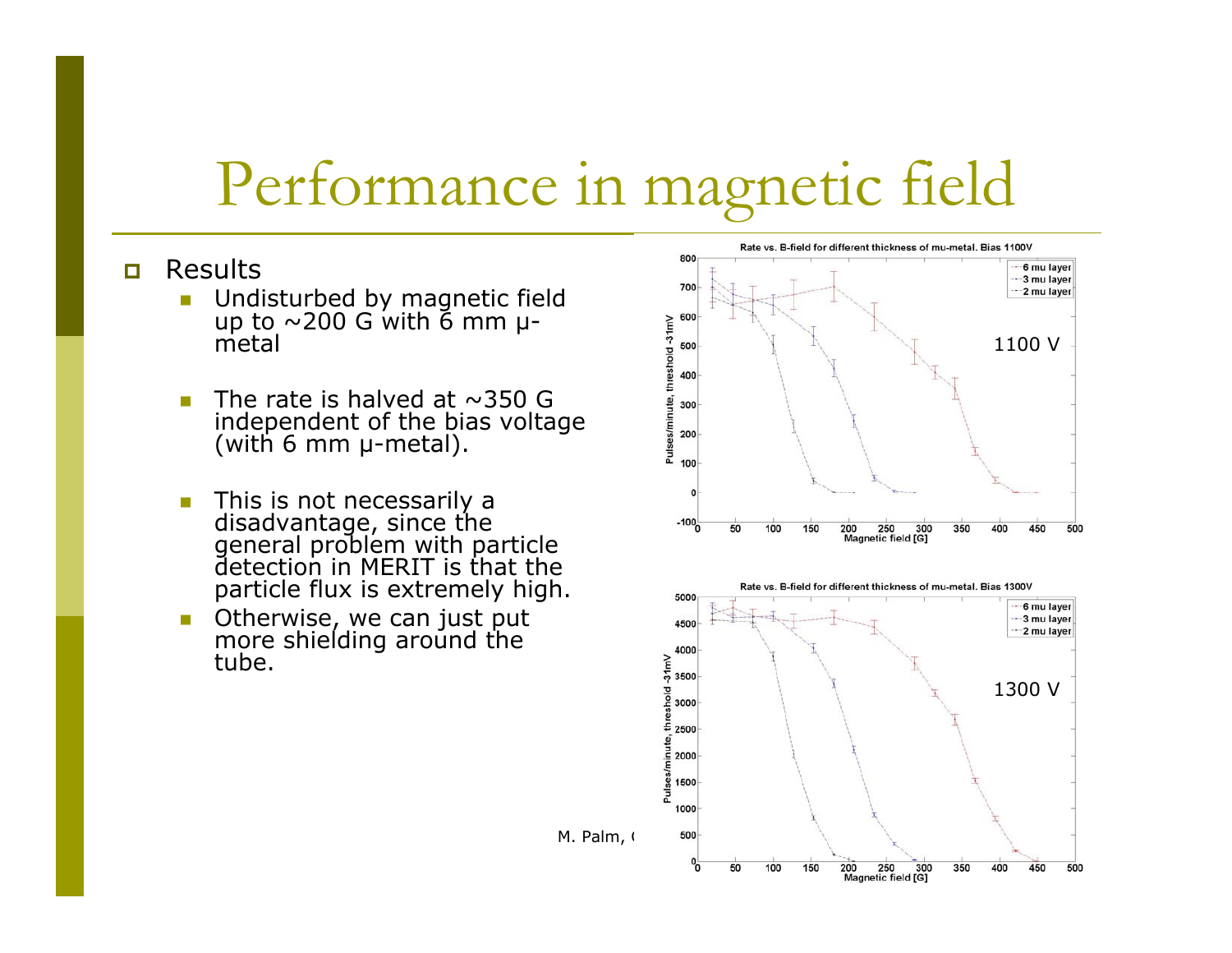# Performance in magnetic field

- Results
  - Undisturbed by magnetic field up to ~200 G with 6 mm μ-metal
  - The rate is halved at ~350 G independent of the bias voltage (with 6 mm μ-metal).
  - This is not necessarily a disadvantage, since the general problem with particle detection in MERIT is that the particle flux is extremely high.
  - Otherwise, we can just put more shielding around the tube.

Rate vs. B-field for different thickness of mu-metal. Bias 1100V

1100 V

Rate vs. B-field for different thickness of mu-metal. Bias 1300V

1300 V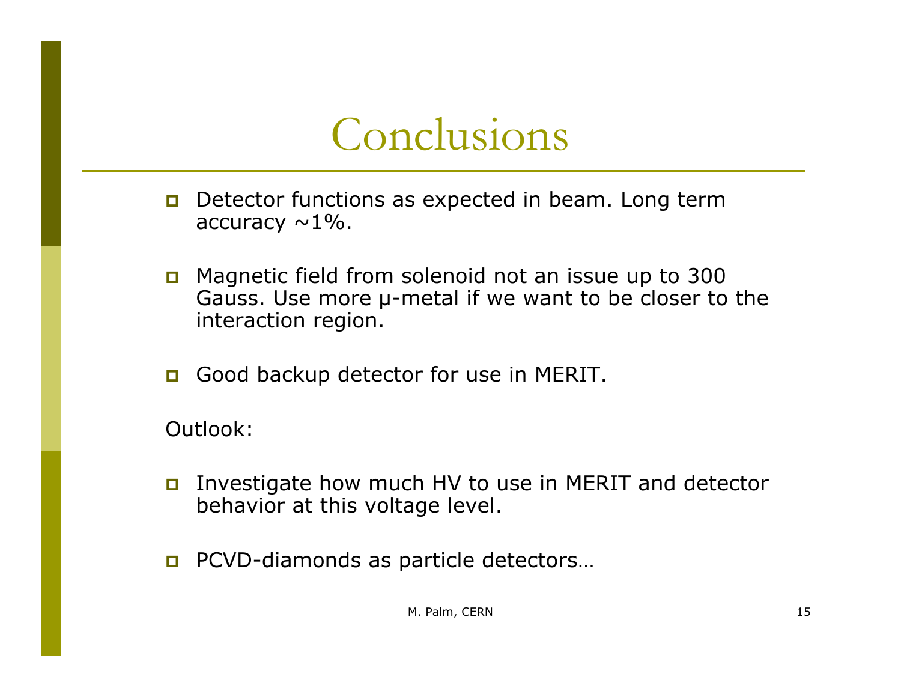# Conclusions

- Detector functions as expected in beam. Long term accuracy ~1%.
- Magnetic field from solenoid not an issue up to 300 Gauss. Use more μ-metal if we want to be closer to the interaction region.
- Good backup detector for use in MERIT.

Outlook:

- Investigate how much HV to use in MERIT and detector behavior at this voltage level.
- PCVD-diamonds as particle detectors…